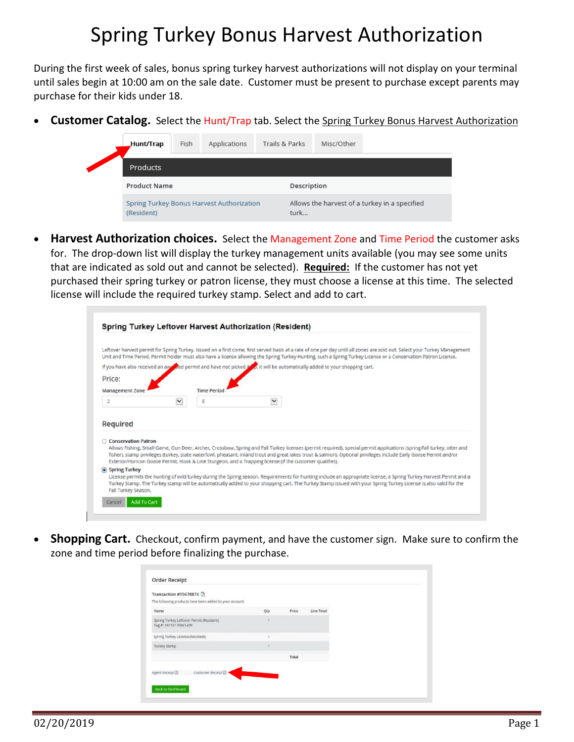# Spring Turkey Bonus Harvest Authorization

During the first week of sales, bonus spring turkey harvest authorizations will not display on your terminal until sales begin at 10:00 am on the sale date. Customer must be present to purchase except parents may purchase for their kids under 18.

- **Customer Catalog.** Select the Hunt/Trap tab. Select the Spring Turkey Bonus Harvest Authorization

- **Harvest Authorization choices.** Select the Management Zone and Time Period the customer asks for. The drop-down list will display the turkey management units available (you may see some units that are indicated as sold out and cannot be selected). **Required:** If the customer has not yet purchased their spring turkey or patron license, they must choose a license at this time. The selected license will include the required turkey stamp. Select and add to cart.

- **Shopping Cart.** Checkout, confirm payment, and have the customer sign. Make sure to confirm the zone and time period before finalizing the purchase.

02/20/2019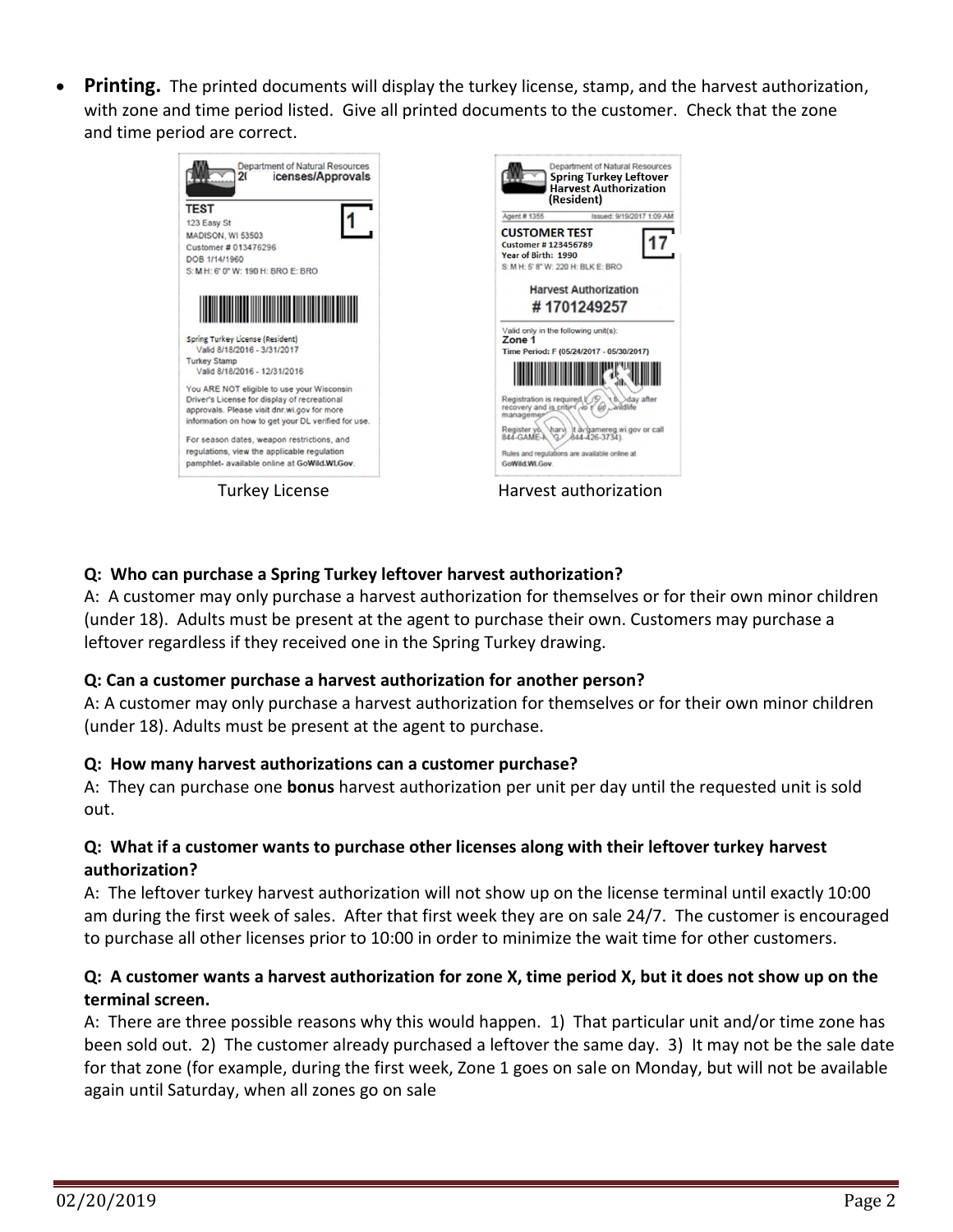- **Printing.** The printed documents will display the turkey license, stamp, and the harvest authorization, with zone and time period listed. Give all printed documents to the customer. Check that the zone and time period are correct.

Turkey License

Harvest authorization

**Q: Who can purchase a Spring Turkey leftover harvest authorization?**

A: A customer may only purchase a harvest authorization for themselves or for their own minor children (under 18). Adults must be present at the agent to purchase their own. Customers may purchase a leftover regardless if they received one in the Spring Turkey drawing.

**Q: Can a customer purchase a harvest authorization for another person?**

A: A customer may only purchase a harvest authorization for themselves or for their own minor children (under 18). Adults must be present at the agent to purchase.

**Q: How many harvest authorizations can a customer purchase?**

A: They can purchase one **bonus** harvest authorization per unit per day until the requested unit is sold out.

**Q: What if a customer wants to purchase other licenses along with their leftover turkey harvest authorization?**

A: The leftover turkey harvest authorization will not show up on the license terminal until exactly 10:00 am during the first week of sales. After that first week they are on sale 24/7. The customer is encouraged to purchase all other licenses prior to 10:00 in order to minimize the wait time for other customers.

**Q: A customer wants a harvest authorization for zone X, time period X, but it does not show up on the terminal screen.**

A: There are three possible reasons why this would happen. 1) That particular unit and/or time zone has been sold out. 2) The customer already purchased a leftover the same day. 3) It may not be the sale date for that zone (for example, during the first week, Zone 1 goes on sale on Monday, but will not be available again until Saturday, when all zones go on sale